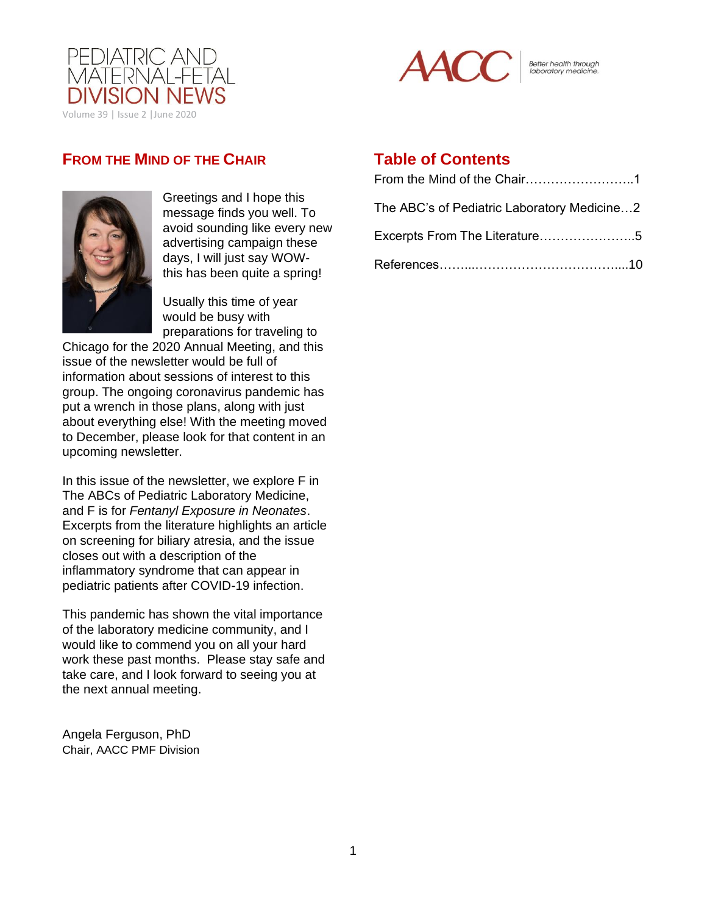# PEDIATRIC AND MATERNAL-FETAL DIVISION NEWS

Volume 39 | Issue 2 | June 2020

AACC — Better health through laboratory medicine.

## Table of Contents

From the Mind of the Chair……………………..1

The ABC's of Pediatric Laboratory Medicine…2

Excerpts From The Literature…………………..5

References……...……………………………....10

## FROM THE MIND OF THE CHAIR

Greetings and I hope this message finds you well. To avoid sounding like every new advertising campaign these days, I will just say WOW- this has been quite a spring!

Usually this time of year would be busy with preparations for traveling to Chicago for the 2020 Annual Meeting, and this issue of the newsletter would be full of information about sessions of interest to this group. The ongoing coronavirus pandemic has put a wrench in those plans, along with just about everything else! With the meeting moved to December, please look for that content in an upcoming newsletter.

In this issue of the newsletter, we explore F in The ABCs of Pediatric Laboratory Medicine, and F is for *Fentanyl Exposure in Neonates*. Excerpts from the literature highlights an article on screening for biliary atresia, and the issue closes out with a description of the inflammatory syndrome that can appear in pediatric patients after COVID-19 infection.

This pandemic has shown the vital importance of the laboratory medicine community, and I would like to commend you on all your hard work these past months. Please stay safe and take care, and I look forward to seeing you at the next annual meeting.

Angela Ferguson, PhD
Chair, AACC PMF Division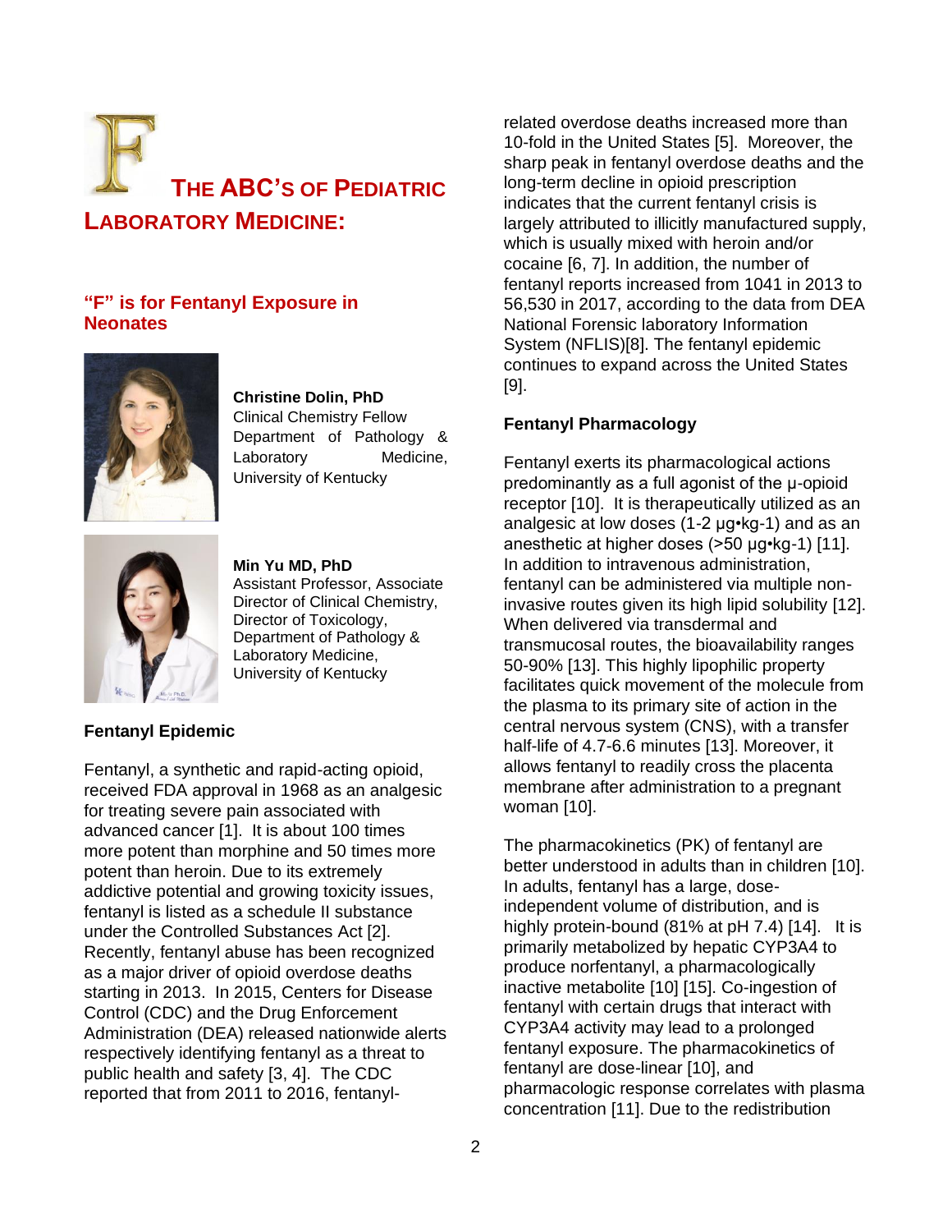# THE ABC'S OF PEDIATRIC LABORATORY MEDICINE:

## "F" is for Fentanyl Exposure in Neonates

**Christine Dolin, PhD**
Clinical Chemistry Fellow
Department of Pathology & Laboratory Medicine,
University of Kentucky

**Min Yu MD, PhD**
Assistant Professor, Associate Director of Clinical Chemistry,
Director of Toxicology,
Department of Pathology & Laboratory Medicine,
University of Kentucky

### Fentanyl Epidemic

Fentanyl, a synthetic and rapid-acting opioid, received FDA approval in 1968 as an analgesic for treating severe pain associated with advanced cancer [1]. It is about 100 times more potent than morphine and 50 times more potent than heroin. Due to its extremely addictive potential and growing toxicity issues, fentanyl is listed as a schedule II substance under the Controlled Substances Act [2]. Recently, fentanyl abuse has been recognized as a major driver of opioid overdose deaths starting in 2013. In 2015, Centers for Disease Control (CDC) and the Drug Enforcement Administration (DEA) released nationwide alerts respectively identifying fentanyl as a threat to public health and safety [3, 4]. The CDC reported that from 2011 to 2016, fentanyl-related overdose deaths increased more than 10-fold in the United States [5]. Moreover, the sharp peak in fentanyl overdose deaths and the long-term decline in opioid prescription indicates that the current fentanyl crisis is largely attributed to illicitly manufactured supply, which is usually mixed with heroin and/or cocaine [6, 7]. In addition, the number of fentanyl reports increased from 1041 in 2013 to 56,530 in 2017, according to the data from DEA National Forensic laboratory Information System (NFLIS)[8]. The fentanyl epidemic continues to expand across the United States [9].

### Fentanyl Pharmacology

Fentanyl exerts its pharmacological actions predominantly as a full agonist of the μ-opioid receptor [10]. It is therapeutically utilized as an analgesic at low doses (1-2 μg•kg-1) and as an anesthetic at higher doses (>50 μg•kg-1) [11]. In addition to intravenous administration, fentanyl can be administered via multiple non-invasive routes given its high lipid solubility [12]. When delivered via transdermal and transmucosal routes, the bioavailability ranges 50-90% [13]. This highly lipophilic property facilitates quick movement of the molecule from the plasma to its primary site of action in the central nervous system (CNS), with a transfer half-life of 4.7-6.6 minutes [13]. Moreover, it allows fentanyl to readily cross the placenta membrane after administration to a pregnant woman [10].

The pharmacokinetics (PK) of fentanyl are better understood in adults than in children [10]. In adults, fentanyl has a large, dose-independent volume of distribution, and is highly protein-bound (81% at pH 7.4) [14]. It is primarily metabolized by hepatic CYP3A4 to produce norfentanyl, a pharmacologically inactive metabolite [10] [15]. Co-ingestion of fentanyl with certain drugs that interact with CYP3A4 activity may lead to a prolonged fentanyl exposure. The pharmacokinetics of fentanyl are dose-linear [10], and pharmacologic response correlates with plasma concentration [11]. Due to the redistribution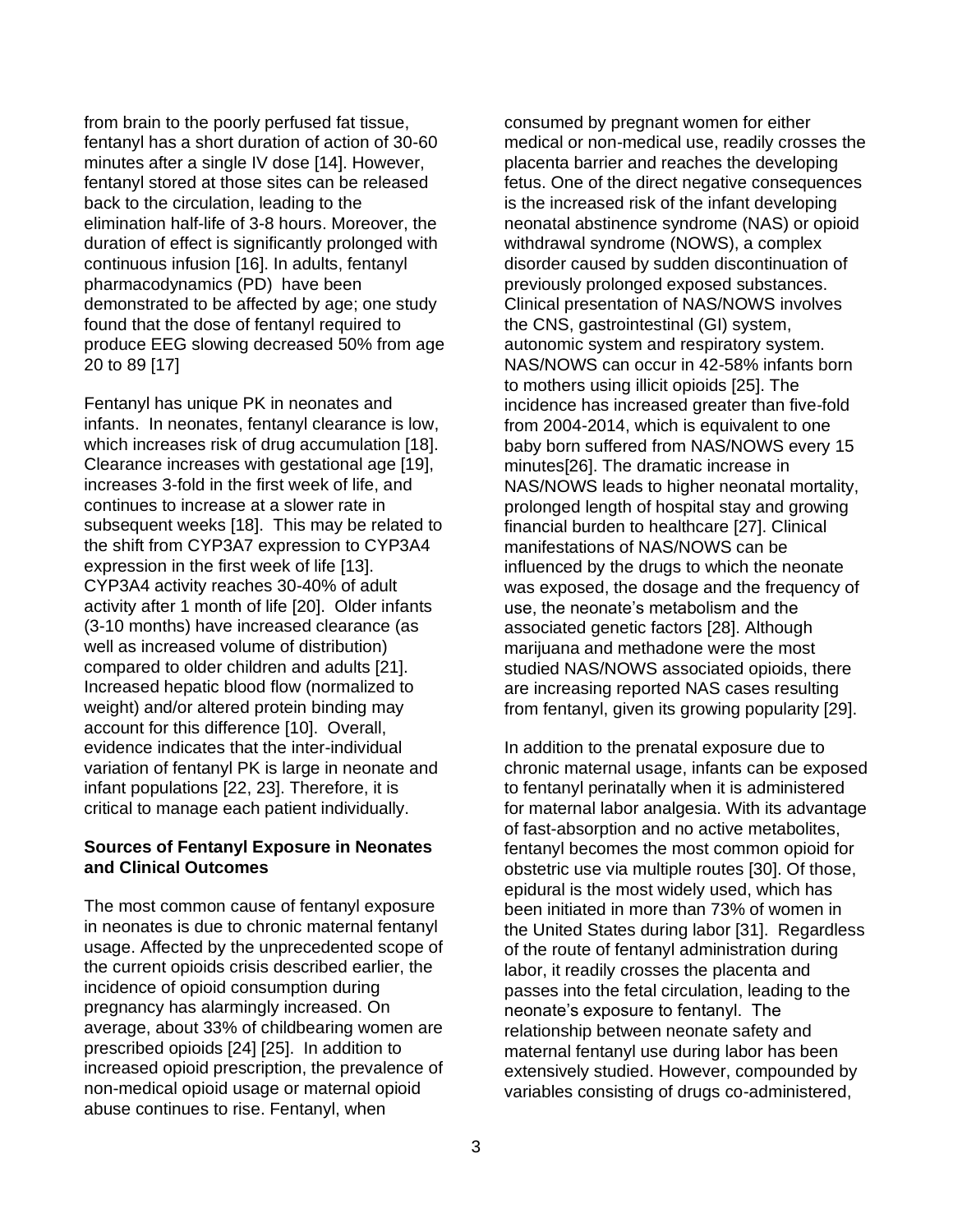from brain to the poorly perfused fat tissue, fentanyl has a short duration of action of 30-60 minutes after a single IV dose [14]. However, fentanyl stored at those sites can be released back to the circulation, leading to the elimination half-life of 3-8 hours. Moreover, the duration of effect is significantly prolonged with continuous infusion [16]. In adults, fentanyl pharmacodynamics (PD) have been demonstrated to be affected by age; one study found that the dose of fentanyl required to produce EEG slowing decreased 50% from age 20 to 89 [17]

Fentanyl has unique PK in neonates and infants. In neonates, fentanyl clearance is low, which increases risk of drug accumulation [18]. Clearance increases with gestational age [19], increases 3-fold in the first week of life, and continues to increase at a slower rate in subsequent weeks [18]. This may be related to the shift from CYP3A7 expression to CYP3A4 expression in the first week of life [13]. CYP3A4 activity reaches 30-40% of adult activity after 1 month of life [20]. Older infants (3-10 months) have increased clearance (as well as increased volume of distribution) compared to older children and adults [21]. Increased hepatic blood flow (normalized to weight) and/or altered protein binding may account for this difference [10]. Overall, evidence indicates that the inter-individual variation of fentanyl PK is large in neonate and infant populations [22, 23]. Therefore, it is critical to manage each patient individually.

### Sources of Fentanyl Exposure in Neonates and Clinical Outcomes

The most common cause of fentanyl exposure in neonates is due to chronic maternal fentanyl usage. Affected by the unprecedented scope of the current opioids crisis described earlier, the incidence of opioid consumption during pregnancy has alarmingly increased. On average, about 33% of childbearing women are prescribed opioids [24] [25]. In addition to increased opioid prescription, the prevalence of non-medical opioid usage or maternal opioid abuse continues to rise. Fentanyl, when consumed by pregnant women for either medical or non-medical use, readily crosses the placenta barrier and reaches the developing fetus. One of the direct negative consequences is the increased risk of the infant developing neonatal abstinence syndrome (NAS) or opioid withdrawal syndrome (NOWS), a complex disorder caused by sudden discontinuation of previously prolonged exposed substances. Clinical presentation of NAS/NOWS involves the CNS, gastrointestinal (GI) system, autonomic system and respiratory system. NAS/NOWS can occur in 42-58% infants born to mothers using illicit opioids [25]. The incidence has increased greater than five-fold from 2004-2014, which is equivalent to one baby born suffered from NAS/NOWS every 15 minutes[26]. The dramatic increase in NAS/NOWS leads to higher neonatal mortality, prolonged length of hospital stay and growing financial burden to healthcare [27]. Clinical manifestations of NAS/NOWS can be influenced by the drugs to which the neonate was exposed, the dosage and the frequency of use, the neonate's metabolism and the associated genetic factors [28]. Although marijuana and methadone were the most studied NAS/NOWS associated opioids, there are increasing reported NAS cases resulting from fentanyl, given its growing popularity [29].

In addition to the prenatal exposure due to chronic maternal usage, infants can be exposed to fentanyl perinatally when it is administered for maternal labor analgesia. With its advantage of fast-absorption and no active metabolites, fentanyl becomes the most common opioid for obstetric use via multiple routes [30]. Of those, epidural is the most widely used, which has been initiated in more than 73% of women in the United States during labor [31]. Regardless of the route of fentanyl administration during labor, it readily crosses the placenta and passes into the fetal circulation, leading to the neonate's exposure to fentanyl. The relationship between neonate safety and maternal fentanyl use during labor has been extensively studied. However, compounded by variables consisting of drugs co-administered,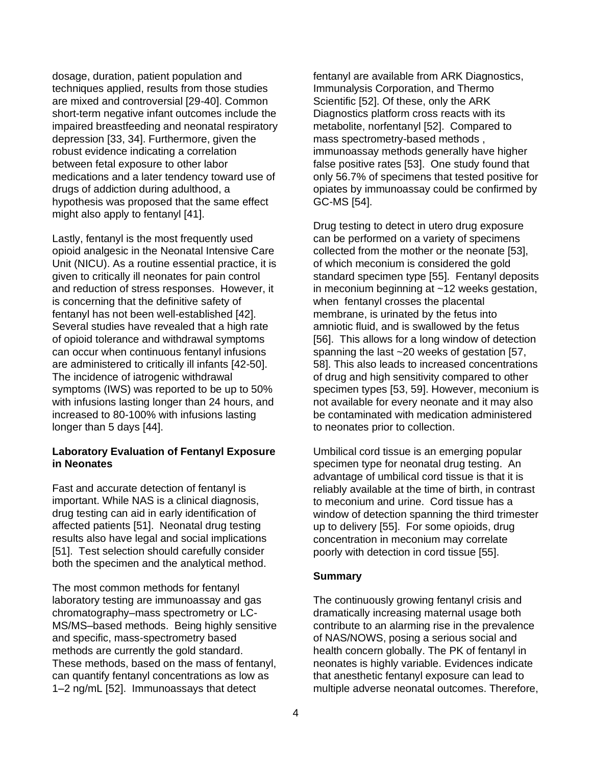dosage, duration, patient population and techniques applied, results from those studies are mixed and controversial [29-40]. Common short-term negative infant outcomes include the impaired breastfeeding and neonatal respiratory depression [33, 34]. Furthermore, given the robust evidence indicating a correlation between fetal exposure to other labor medications and a later tendency toward use of drugs of addiction during adulthood, a hypothesis was proposed that the same effect might also apply to fentanyl [41].

Lastly, fentanyl is the most frequently used opioid analgesic in the Neonatal Intensive Care Unit (NICU). As a routine essential practice, it is given to critically ill neonates for pain control and reduction of stress responses. However, it is concerning that the definitive safety of fentanyl has not been well-established [42]. Several studies have revealed that a high rate of opioid tolerance and withdrawal symptoms can occur when continuous fentanyl infusions are administered to critically ill infants [42-50]. The incidence of iatrogenic withdrawal symptoms (IWS) was reported to be up to 50% with infusions lasting longer than 24 hours, and increased to 80-100% with infusions lasting longer than 5 days [44].

**Laboratory Evaluation of Fentanyl Exposure in Neonates**

Fast and accurate detection of fentanyl is important. While NAS is a clinical diagnosis, drug testing can aid in early identification of affected patients [51]. Neonatal drug testing results also have legal and social implications [51]. Test selection should carefully consider both the specimen and the analytical method.

The most common methods for fentanyl laboratory testing are immunoassay and gas chromatography–mass spectrometry or LC-MS/MS–based methods. Being highly sensitive and specific, mass-spectrometry based methods are currently the gold standard. These methods, based on the mass of fentanyl, can quantify fentanyl concentrations as low as 1–2 ng/mL [52]. Immunoassays that detect fentanyl are available from ARK Diagnostics, Immunalysis Corporation, and Thermo Scientific [52]. Of these, only the ARK Diagnostics platform cross reacts with its metabolite, norfentanyl [52]. Compared to mass spectrometry-based methods , immunoassay methods generally have higher false positive rates [53]. One study found that only 56.7% of specimens that tested positive for opiates by immunoassay could be confirmed by GC-MS [54].

Drug testing to detect in utero drug exposure can be performed on a variety of specimens collected from the mother or the neonate [53], of which meconium is considered the gold standard specimen type [55]. Fentanyl deposits in meconium beginning at ~12 weeks gestation, when fentanyl crosses the placental membrane, is urinated by the fetus into amniotic fluid, and is swallowed by the fetus [56]. This allows for a long window of detection spanning the last ~20 weeks of gestation [57, 58]. This also leads to increased concentrations of drug and high sensitivity compared to other specimen types [53, 59]. However, meconium is not available for every neonate and it may also be contaminated with medication administered to neonates prior to collection.

Umbilical cord tissue is an emerging popular specimen type for neonatal drug testing. An advantage of umbilical cord tissue is that it is reliably available at the time of birth, in contrast to meconium and urine. Cord tissue has a window of detection spanning the third trimester up to delivery [55]. For some opioids, drug concentration in meconium may correlate poorly with detection in cord tissue [55].

**Summary**

The continuously growing fentanyl crisis and dramatically increasing maternal usage both contribute to an alarming rise in the prevalence of NAS/NOWS, posing a serious social and health concern globally. The PK of fentanyl in neonates is highly variable. Evidences indicate that anesthetic fentanyl exposure can lead to multiple adverse neonatal outcomes. Therefore,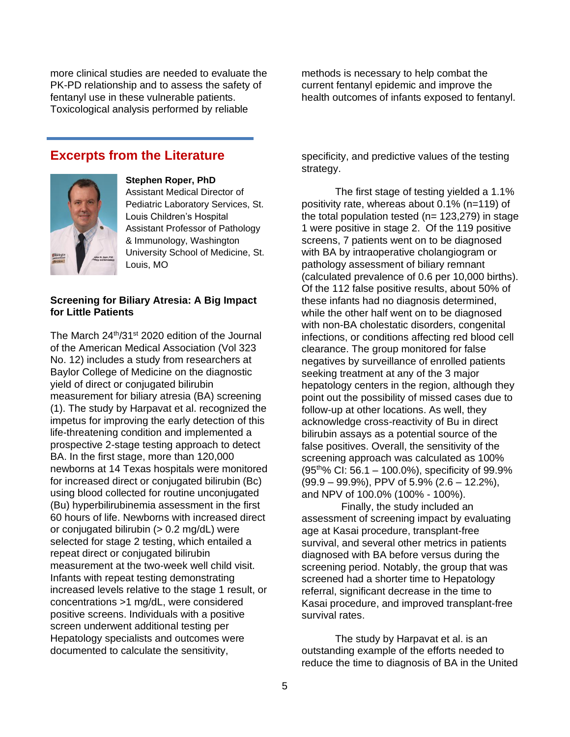more clinical studies are needed to evaluate the PK-PD relationship and to assess the safety of fentanyl use in these vulnerable patients. Toxicological analysis performed by reliable methods is necessary to help combat the current fentanyl epidemic and improve the health outcomes of infants exposed to fentanyl.

## Excerpts from the Literature

**Stephen Roper, PhD**
Assistant Medical Director of Pediatric Laboratory Services, St. Louis Children's Hospital
Assistant Professor of Pathology & Immunology, Washington University School of Medicine, St. Louis, MO

### Screening for Biliary Atresia: A Big Impact for Little Patients

The March 24th/31st 2020 edition of the Journal of the American Medical Association (Vol 323 No. 12) includes a study from researchers at Baylor College of Medicine on the diagnostic yield of direct or conjugated bilirubin measurement for biliary atresia (BA) screening (1). The study by Harpavat et al. recognized the impetus for improving the early detection of this life-threatening condition and implemented a prospective 2-stage testing approach to detect BA. In the first stage, more than 120,000 newborns at 14 Texas hospitals were monitored for increased direct or conjugated bilirubin (Bc) using blood collected for routine unconjugated (Bu) hyperbilirubinemia assessment in the first 60 hours of life. Newborns with increased direct or conjugated bilirubin (> 0.2 mg/dL) were selected for stage 2 testing, which entailed a repeat direct or conjugated bilirubin measurement at the two-week well child visit. Infants with repeat testing demonstrating increased levels relative to the stage 1 result, or concentrations >1 mg/dL, were considered positive screens. Individuals with a positive screen underwent additional testing per Hepatology specialists and outcomes were documented to calculate the sensitivity, specificity, and predictive values of the testing strategy.

The first stage of testing yielded a 1.1% positivity rate, whereas about 0.1% (n=119) of the total population tested (n= 123,279) in stage 1 were positive in stage 2. Of the 119 positive screens, 7 patients went on to be diagnosed with BA by intraoperative cholangiogram or pathology assessment of biliary remnant (calculated prevalence of 0.6 per 10,000 births). Of the 112 false positive results, about 50% of these infants had no diagnosis determined, while the other half went on to be diagnosed with non-BA cholestatic disorders, congenital infections, or conditions affecting red blood cell clearance. The group monitored for false negatives by surveillance of enrolled patients seeking treatment at any of the 3 major hepatology centers in the region, although they point out the possibility of missed cases due to follow-up at other locations. As well, they acknowledge cross-reactivity of Bu in direct bilirubin assays as a potential source of the false positives. Overall, the sensitivity of the screening approach was calculated as 100% (95th% CI: 56.1 – 100.0%), specificity of 99.9% (99.9 – 99.9%), PPV of 5.9% (2.6 – 12.2%), and NPV of 100.0% (100% - 100%).

Finally, the study included an assessment of screening impact by evaluating age at Kasai procedure, transplant-free survival, and several other metrics in patients diagnosed with BA before versus during the screening period. Notably, the group that was screened had a shorter time to Hepatology referral, significant decrease in the time to Kasai procedure, and improved transplant-free survival rates.

The study by Harpavat et al. is an outstanding example of the efforts needed to reduce the time to diagnosis of BA in the United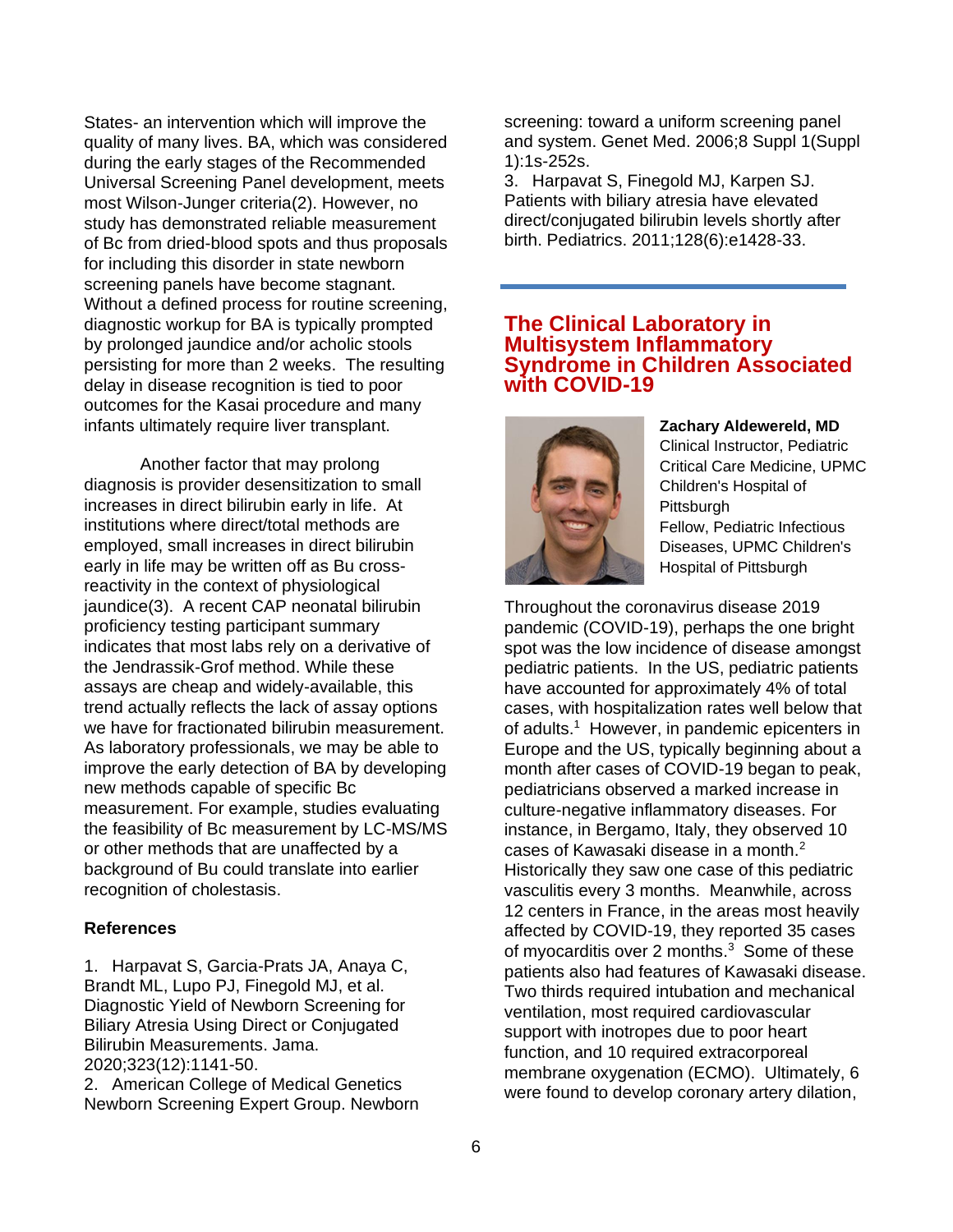States- an intervention which will improve the quality of many lives. BA, which was considered during the early stages of the Recommended Universal Screening Panel development, meets most Wilson-Junger criteria(2). However, no study has demonstrated reliable measurement of Bc from dried-blood spots and thus proposals for including this disorder in state newborn screening panels have become stagnant. Without a defined process for routine screening, diagnostic workup for BA is typically prompted by prolonged jaundice and/or acholic stools persisting for more than 2 weeks. The resulting delay in disease recognition is tied to poor outcomes for the Kasai procedure and many infants ultimately require liver transplant.

Another factor that may prolong diagnosis is provider desensitization to small increases in direct bilirubin early in life. At institutions where direct/total methods are employed, small increases in direct bilirubin early in life may be written off as Bu cross-reactivity in the context of physiological jaundice(3). A recent CAP neonatal bilirubin proficiency testing participant summary indicates that most labs rely on a derivative of the Jendrassik-Grof method. While these assays are cheap and widely-available, this trend actually reflects the lack of assay options we have for fractionated bilirubin measurement. As laboratory professionals, we may be able to improve the early detection of BA by developing new methods capable of specific Bc measurement. For example, studies evaluating the feasibility of Bc measurement by LC-MS/MS or other methods that are unaffected by a background of Bu could translate into earlier recognition of cholestasis.

**References**

1. Harpavat S, Garcia-Prats JA, Anaya C, Brandt ML, Lupo PJ, Finegold MJ, et al. Diagnostic Yield of Newborn Screening for Biliary Atresia Using Direct or Conjugated Bilirubin Measurements. Jama. 2020;323(12):1141-50.
2. American College of Medical Genetics Newborn Screening Expert Group. Newborn screening: toward a uniform screening panel and system. Genet Med. 2006;8 Suppl 1(Suppl 1):1s-252s.
3. Harpavat S, Finegold MJ, Karpen SJ. Patients with biliary atresia have elevated direct/conjugated bilirubin levels shortly after birth. Pediatrics. 2011;128(6):e1428-33.

## The Clinical Laboratory in Multisystem Inflammatory Syndrome in Children Associated with COVID-19

**Zachary Aldewereld, MD**
Clinical Instructor, Pediatric Critical Care Medicine, UPMC Children's Hospital of Pittsburgh
Fellow, Pediatric Infectious Diseases, UPMC Children's Hospital of Pittsburgh

Throughout the coronavirus disease 2019 pandemic (COVID-19), perhaps the one bright spot was the low incidence of disease amongst pediatric patients. In the US, pediatric patients have accounted for approximately 4% of total cases, with hospitalization rates well below that of adults.[1] However, in pandemic epicenters in Europe and the US, typically beginning about a month after cases of COVID-19 began to peak, pediatricians observed a marked increase in culture-negative inflammatory diseases. For instance, in Bergamo, Italy, they observed 10 cases of Kawasaki disease in a month.[2] Historically they saw one case of this pediatric vasculitis every 3 months. Meanwhile, across 12 centers in France, in the areas most heavily affected by COVID-19, they reported 35 cases of myocarditis over 2 months.[3] Some of these patients also had features of Kawasaki disease. Two thirds required intubation and mechanical ventilation, most required cardiovascular support with inotropes due to poor heart function, and 10 required extracorporeal membrane oxygenation (ECMO). Ultimately, 6 were found to develop coronary artery dilation,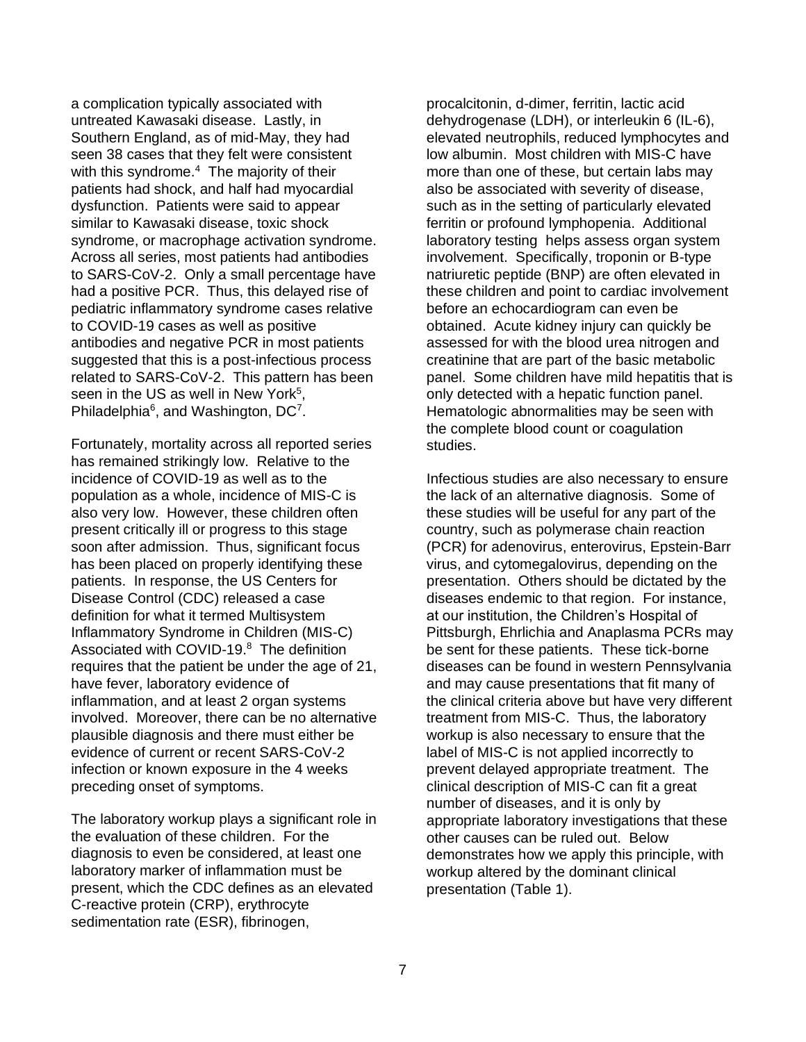a complication typically associated with untreated Kawasaki disease. Lastly, in Southern England, as of mid-May, they had seen 38 cases that they felt were consistent with this syndrome.[4] The majority of their patients had shock, and half had myocardial dysfunction. Patients were said to appear similar to Kawasaki disease, toxic shock syndrome, or macrophage activation syndrome. Across all series, most patients had antibodies to SARS-CoV-2. Only a small percentage have had a positive PCR. Thus, this delayed rise of pediatric inflammatory syndrome cases relative to COVID-19 cases as well as positive antibodies and negative PCR in most patients suggested that this is a post-infectious process related to SARS-CoV-2. This pattern has been seen in the US as well in New York[5], Philadelphia[6], and Washington, DC[7].

Fortunately, mortality across all reported series has remained strikingly low. Relative to the incidence of COVID-19 as well as to the population as a whole, incidence of MIS-C is also very low. However, these children often present critically ill or progress to this stage soon after admission. Thus, significant focus has been placed on properly identifying these patients. In response, the US Centers for Disease Control (CDC) released a case definition for what it termed Multisystem Inflammatory Syndrome in Children (MIS-C) Associated with COVID-19.[8] The definition requires that the patient be under the age of 21, have fever, laboratory evidence of inflammation, and at least 2 organ systems involved. Moreover, there can be no alternative plausible diagnosis and there must either be evidence of current or recent SARS-CoV-2 infection or known exposure in the 4 weeks preceding onset of symptoms.

The laboratory workup plays a significant role in the evaluation of these children. For the diagnosis to even be considered, at least one laboratory marker of inflammation must be present, which the CDC defines as an elevated C-reactive protein (CRP), erythrocyte sedimentation rate (ESR), fibrinogen, procalcitonin, d-dimer, ferritin, lactic acid dehydrogenase (LDH), or interleukin 6 (IL-6), elevated neutrophils, reduced lymphocytes and low albumin. Most children with MIS-C have more than one of these, but certain labs may also be associated with severity of disease, such as in the setting of particularly elevated ferritin or profound lymphopenia. Additional laboratory testing helps assess organ system involvement. Specifically, troponin or B-type natriuretic peptide (BNP) are often elevated in these children and point to cardiac involvement before an echocardiogram can even be obtained. Acute kidney injury can quickly be assessed for with the blood urea nitrogen and creatinine that are part of the basic metabolic panel. Some children have mild hepatitis that is only detected with a hepatic function panel. Hematologic abnormalities may be seen with the complete blood count or coagulation studies.

Infectious studies are also necessary to ensure the lack of an alternative diagnosis. Some of these studies will be useful for any part of the country, such as polymerase chain reaction (PCR) for adenovirus, enterovirus, Epstein-Barr virus, and cytomegalovirus, depending on the presentation. Others should be dictated by the diseases endemic to that region. For instance, at our institution, the Children's Hospital of Pittsburgh, Ehrlichia and Anaplasma PCRs may be sent for these patients. These tick-borne diseases can be found in western Pennsylvania and may cause presentations that fit many of the clinical criteria above but have very different treatment from MIS-C. Thus, the laboratory workup is also necessary to ensure that the label of MIS-C is not applied incorrectly to prevent delayed appropriate treatment. The clinical description of MIS-C can fit a great number of diseases, and it is only by appropriate laboratory investigations that these other causes can be ruled out. Below demonstrates how we apply this principle, with workup altered by the dominant clinical presentation (Table 1).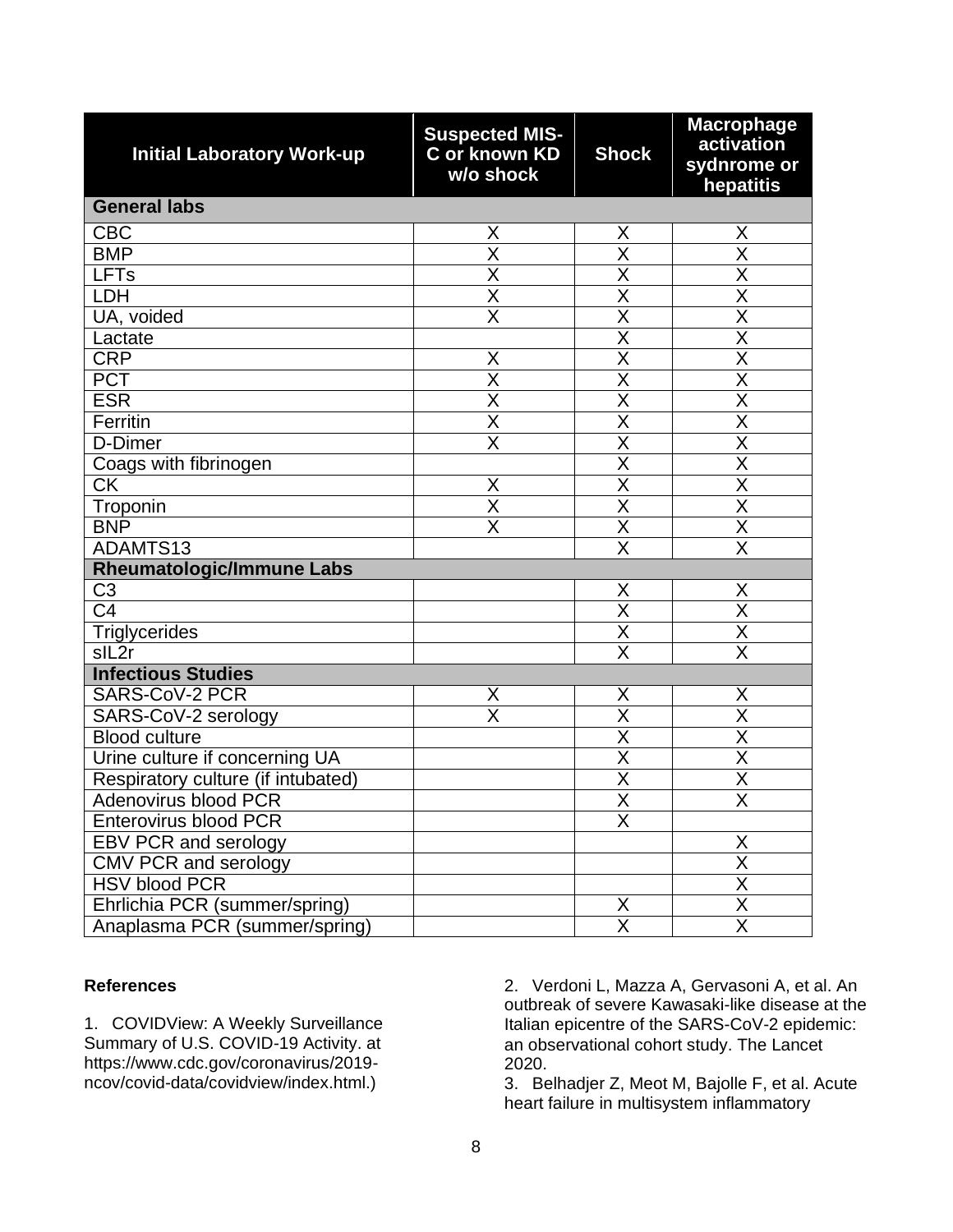| Initial Laboratory Work-up | Suspected MIS-C or known KD w/o shock | Shock | Macrophage activation sydnrome or hepatitis |
|---|---|---|---|
| **General labs** | | | |
| CBC | X | X | X |
| BMP | X | X | X |
| LFTs | X | X | X |
| LDH | X | X | X |
| UA, voided | X | X | X |
| Lactate | | X | X |
| CRP | X | X | X |
| PCT | X | X | X |
| ESR | X | X | X |
| Ferritin | X | X | X |
| D-Dimer | X | X | X |
| Coags with fibrinogen | | X | X |
| CK | X | X | X |
| Troponin | X | X | X |
| BNP | X | X | X |
| ADAMTS13 | | X | X |
| **Rheumatologic/Immune Labs** | | | |
| C3 | | X | X |
| C4 | | X | X |
| Triglycerides | | X | X |
| sIL2r | | X | X |
| **Infectious Studies** | | | |
| SARS-CoV-2 PCR | X | X | X |
| SARS-CoV-2 serology | X | X | X |
| Blood culture | | X | X |
| Urine culture if concerning UA | | X | X |
| Respiratory culture (if intubated) | | X | X |
| Adenovirus blood PCR | | X | X |
| Enterovirus blood PCR | | X | |
| EBV PCR and serology | | | X |
| CMV PCR and serology | | | X |
| HSV blood PCR | | | X |
| Ehrlichia PCR (summer/spring) | | X | X |
| Anaplasma PCR (summer/spring) | | X | X |

**References**

1. COVIDView: A Weekly Surveillance Summary of U.S. COVID-19 Activity. at https://www.cdc.gov/coronavirus/2019-ncov/covid-data/covidview/index.html.)

2. Verdoni L, Mazza A, Gervasoni A, et al. An outbreak of severe Kawasaki-like disease at the Italian epicentre of the SARS-CoV-2 epidemic: an observational cohort study. The Lancet 2020.

3. Belhadjer Z, Meot M, Bajolle F, et al. Acute heart failure in multisystem inflammatory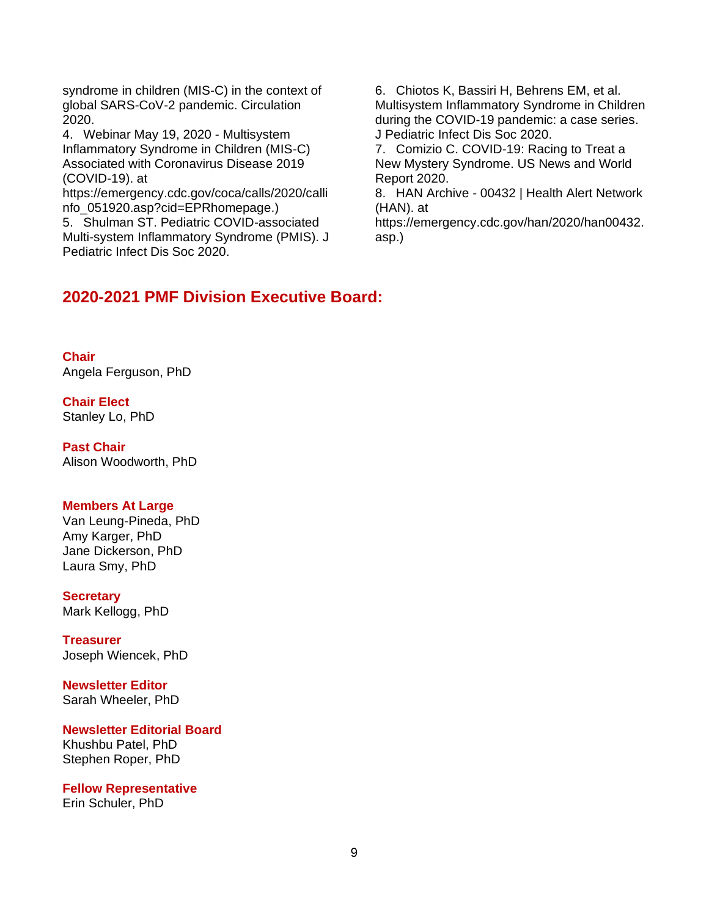syndrome in children (MIS-C) in the context of global SARS-CoV-2 pandemic. Circulation 2020.

4. Webinar May 19, 2020 - Multisystem Inflammatory Syndrome in Children (MIS-C) Associated with Coronavirus Disease 2019 (COVID-19). at https://emergency.cdc.gov/coca/calls/2020/callinfo_051920.asp?cid=EPRhomepage.)

5. Shulman ST. Pediatric COVID-associated Multi-system Inflammatory Syndrome (PMIS). J Pediatric Infect Dis Soc 2020.

6. Chiotos K, Bassiri H, Behrens EM, et al. Multisystem Inflammatory Syndrome in Children during the COVID-19 pandemic: a case series. J Pediatric Infect Dis Soc 2020.

7. Comizio C. COVID-19: Racing to Treat a New Mystery Syndrome. US News and World Report 2020.

8. HAN Archive - 00432 | Health Alert Network (HAN). at https://emergency.cdc.gov/han/2020/han00432.asp.)

## 2020-2021 PMF Division Executive Board:

**Chair**
Angela Ferguson, PhD

**Chair Elect**
Stanley Lo, PhD

**Past Chair**
Alison Woodworth, PhD

**Members At Large**
Van Leung-Pineda, PhD
Amy Karger, PhD
Jane Dickerson, PhD
Laura Smy, PhD

**Secretary**
Mark Kellogg, PhD

**Treasurer**
Joseph Wiencek, PhD

**Newsletter Editor**
Sarah Wheeler, PhD

**Newsletter Editorial Board**
Khushbu Patel, PhD
Stephen Roper, PhD

**Fellow Representative**
Erin Schuler, PhD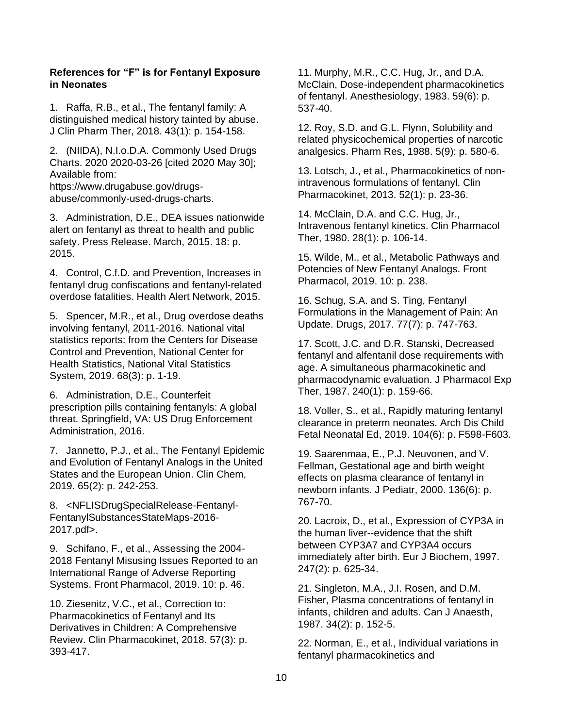**References for "F" is for Fentanyl Exposure in Neonates**

1. Raffa, R.B., et al., The fentanyl family: A distinguished medical history tainted by abuse. J Clin Pharm Ther, 2018. 43(1): p. 154-158.

2. (NIIDA), N.I.o.D.A. Commonly Used Drugs Charts. 2020 2020-03-26 [cited 2020 May 30]; Available from: https://www.drugabuse.gov/drugs-abuse/commonly-used-drugs-charts.

3. Administration, D.E., DEA issues nationwide alert on fentanyl as threat to health and public safety. Press Release. March, 2015. 18: p. 2015.

4. Control, C.f.D. and Prevention, Increases in fentanyl drug confiscations and fentanyl-related overdose fatalities. Health Alert Network, 2015.

5. Spencer, M.R., et al., Drug overdose deaths involving fentanyl, 2011-2016. National vital statistics reports: from the Centers for Disease Control and Prevention, National Center for Health Statistics, National Vital Statistics System, 2019. 68(3): p. 1-19.

6. Administration, D.E., Counterfeit prescription pills containing fentanyls: A global threat. Springfield, VA: US Drug Enforcement Administration, 2016.

7. Jannetto, P.J., et al., The Fentanyl Epidemic and Evolution of Fentanyl Analogs in the United States and the European Union. Clin Chem, 2019. 65(2): p. 242-253.

8. <NFLISDrugSpecialRelease-Fentanyl-FentanylSubstancesStateMaps-2016-2017.pdf>.

9. Schifano, F., et al., Assessing the 2004-2018 Fentanyl Misusing Issues Reported to an International Range of Adverse Reporting Systems. Front Pharmacol, 2019. 10: p. 46.

10. Ziesenitz, V.C., et al., Correction to: Pharmacokinetics of Fentanyl and Its Derivatives in Children: A Comprehensive Review. Clin Pharmacokinet, 2018. 57(3): p. 393-417.

11. Murphy, M.R., C.C. Hug, Jr., and D.A. McClain, Dose-independent pharmacokinetics of fentanyl. Anesthesiology, 1983. 59(6): p. 537-40.

12. Roy, S.D. and G.L. Flynn, Solubility and related physicochemical properties of narcotic analgesics. Pharm Res, 1988. 5(9): p. 580-6.

13. Lotsch, J., et al., Pharmacokinetics of non-intravenous formulations of fentanyl. Clin Pharmacokinet, 2013. 52(1): p. 23-36.

14. McClain, D.A. and C.C. Hug, Jr., Intravenous fentanyl kinetics. Clin Pharmacol Ther, 1980. 28(1): p. 106-14.

15. Wilde, M., et al., Metabolic Pathways and Potencies of New Fentanyl Analogs. Front Pharmacol, 2019. 10: p. 238.

16. Schug, S.A. and S. Ting, Fentanyl Formulations in the Management of Pain: An Update. Drugs, 2017. 77(7): p. 747-763.

17. Scott, J.C. and D.R. Stanski, Decreased fentanyl and alfentanil dose requirements with age. A simultaneous pharmacokinetic and pharmacodynamic evaluation. J Pharmacol Exp Ther, 1987. 240(1): p. 159-66.

18. Voller, S., et al., Rapidly maturing fentanyl clearance in preterm neonates. Arch Dis Child Fetal Neonatal Ed, 2019. 104(6): p. F598-F603.

19. Saarenmaa, E., P.J. Neuvonen, and V. Fellman, Gestational age and birth weight effects on plasma clearance of fentanyl in newborn infants. J Pediatr, 2000. 136(6): p. 767-70.

20. Lacroix, D., et al., Expression of CYP3A in the human liver--evidence that the shift between CYP3A7 and CYP3A4 occurs immediately after birth. Eur J Biochem, 1997. 247(2): p. 625-34.

21. Singleton, M.A., J.I. Rosen, and D.M. Fisher, Plasma concentrations of fentanyl in infants, children and adults. Can J Anaesth, 1987. 34(2): p. 152-5.

22. Norman, E., et al., Individual variations in fentanyl pharmacokinetics and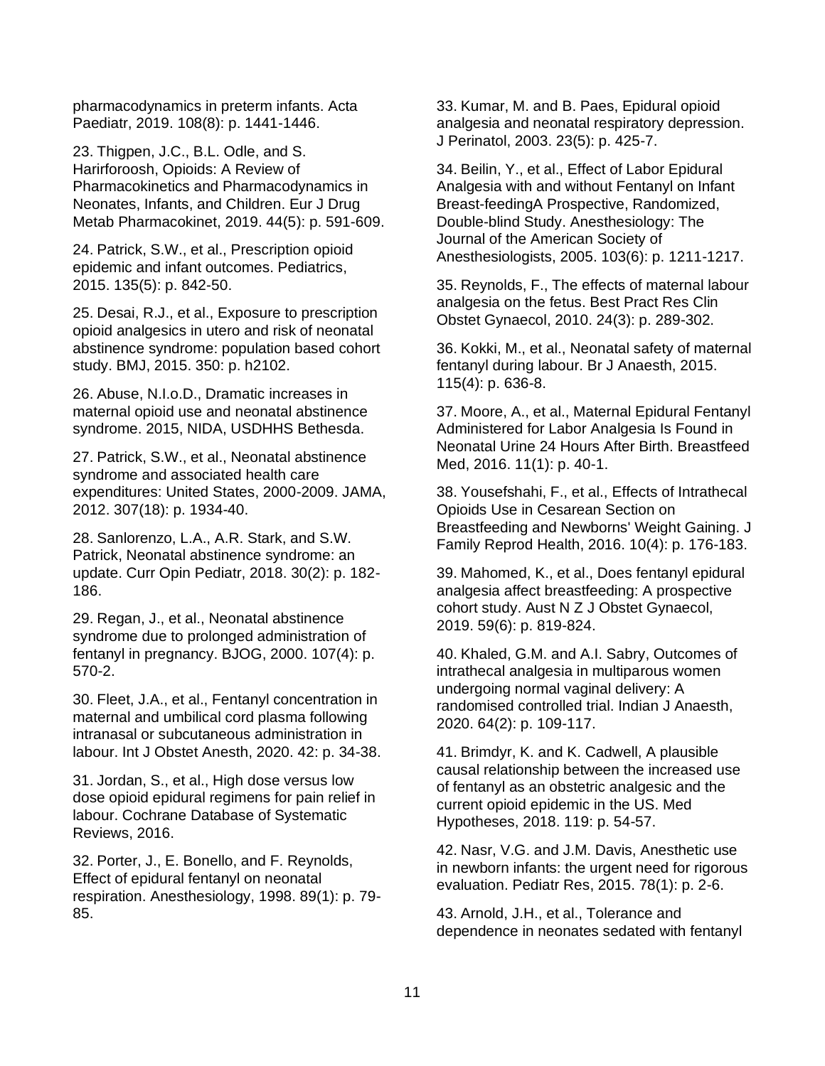pharmacodynamics in preterm infants. Acta Paediatr, 2019. 108(8): p. 1441-1446.

23. Thigpen, J.C., B.L. Odle, and S. Harirforoosh, Opioids: A Review of Pharmacokinetics and Pharmacodynamics in Neonates, Infants, and Children. Eur J Drug Metab Pharmacokinet, 2019. 44(5): p. 591-609.

24. Patrick, S.W., et al., Prescription opioid epidemic and infant outcomes. Pediatrics, 2015. 135(5): p. 842-50.

25. Desai, R.J., et al., Exposure to prescription opioid analgesics in utero and risk of neonatal abstinence syndrome: population based cohort study. BMJ, 2015. 350: p. h2102.

26. Abuse, N.I.o.D., Dramatic increases in maternal opioid use and neonatal abstinence syndrome. 2015, NIDA, USDHHS Bethesda.

27. Patrick, S.W., et al., Neonatal abstinence syndrome and associated health care expenditures: United States, 2000-2009. JAMA, 2012. 307(18): p. 1934-40.

28. Sanlorenzo, L.A., A.R. Stark, and S.W. Patrick, Neonatal abstinence syndrome: an update. Curr Opin Pediatr, 2018. 30(2): p. 182-186.

29. Regan, J., et al., Neonatal abstinence syndrome due to prolonged administration of fentanyl in pregnancy. BJOG, 2000. 107(4): p. 570-2.

30. Fleet, J.A., et al., Fentanyl concentration in maternal and umbilical cord plasma following intranasal or subcutaneous administration in labour. Int J Obstet Anesth, 2020. 42: p. 34-38.

31. Jordan, S., et al., High dose versus low dose opioid epidural regimens for pain relief in labour. Cochrane Database of Systematic Reviews, 2016.

32. Porter, J., E. Bonello, and F. Reynolds, Effect of epidural fentanyl on neonatal respiration. Anesthesiology, 1998. 89(1): p. 79-85.

33. Kumar, M. and B. Paes, Epidural opioid analgesia and neonatal respiratory depression. J Perinatol, 2003. 23(5): p. 425-7.

34. Beilin, Y., et al., Effect of Labor Epidural Analgesia with and without Fentanyl on Infant Breast-feedingA Prospective, Randomized, Double-blind Study. Anesthesiology: The Journal of the American Society of Anesthesiologists, 2005. 103(6): p. 1211-1217.

35. Reynolds, F., The effects of maternal labour analgesia on the fetus. Best Pract Res Clin Obstet Gynaecol, 2010. 24(3): p. 289-302.

36. Kokki, M., et al., Neonatal safety of maternal fentanyl during labour. Br J Anaesth, 2015. 115(4): p. 636-8.

37. Moore, A., et al., Maternal Epidural Fentanyl Administered for Labor Analgesia Is Found in Neonatal Urine 24 Hours After Birth. Breastfeed Med, 2016. 11(1): p. 40-1.

38. Yousefshahi, F., et al., Effects of Intrathecal Opioids Use in Cesarean Section on Breastfeeding and Newborns' Weight Gaining. J Family Reprod Health, 2016. 10(4): p. 176-183.

39. Mahomed, K., et al., Does fentanyl epidural analgesia affect breastfeeding: A prospective cohort study. Aust N Z J Obstet Gynaecol, 2019. 59(6): p. 819-824.

40. Khaled, G.M. and A.I. Sabry, Outcomes of intrathecal analgesia in multiparous women undergoing normal vaginal delivery: A randomised controlled trial. Indian J Anaesth, 2020. 64(2): p. 109-117.

41. Brimdyr, K. and K. Cadwell, A plausible causal relationship between the increased use of fentanyl as an obstetric analgesic and the current opioid epidemic in the US. Med Hypotheses, 2018. 119: p. 54-57.

42. Nasr, V.G. and J.M. Davis, Anesthetic use in newborn infants: the urgent need for rigorous evaluation. Pediatr Res, 2015. 78(1): p. 2-6.

43. Arnold, J.H., et al., Tolerance and dependence in neonates sedated with fentanyl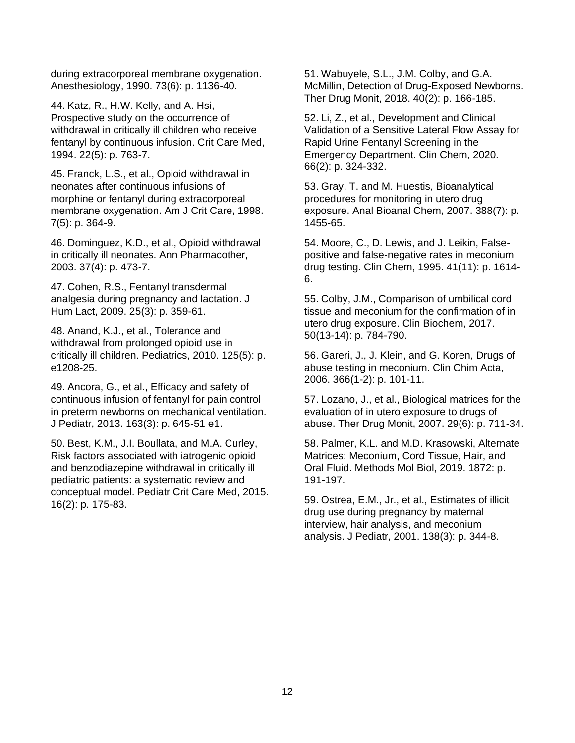during extracorporeal membrane oxygenation. Anesthesiology, 1990. 73(6): p. 1136-40.

44. Katz, R., H.W. Kelly, and A. Hsi, Prospective study on the occurrence of withdrawal in critically ill children who receive fentanyl by continuous infusion. Crit Care Med, 1994. 22(5): p. 763-7.

45. Franck, L.S., et al., Opioid withdrawal in neonates after continuous infusions of morphine or fentanyl during extracorporeal membrane oxygenation. Am J Crit Care, 1998. 7(5): p. 364-9.

46. Dominguez, K.D., et al., Opioid withdrawal in critically ill neonates. Ann Pharmacother, 2003. 37(4): p. 473-7.

47. Cohen, R.S., Fentanyl transdermal analgesia during pregnancy and lactation. J Hum Lact, 2009. 25(3): p. 359-61.

48. Anand, K.J., et al., Tolerance and withdrawal from prolonged opioid use in critically ill children. Pediatrics, 2010. 125(5): p. e1208-25.

49. Ancora, G., et al., Efficacy and safety of continuous infusion of fentanyl for pain control in preterm newborns on mechanical ventilation. J Pediatr, 2013. 163(3): p. 645-51 e1.

50. Best, K.M., J.I. Boullata, and M.A. Curley, Risk factors associated with iatrogenic opioid and benzodiazepine withdrawal in critically ill pediatric patients: a systematic review and conceptual model. Pediatr Crit Care Med, 2015. 16(2): p. 175-83.

51. Wabuyele, S.L., J.M. Colby, and G.A. McMillin, Detection of Drug-Exposed Newborns. Ther Drug Monit, 2018. 40(2): p. 166-185.

52. Li, Z., et al., Development and Clinical Validation of a Sensitive Lateral Flow Assay for Rapid Urine Fentanyl Screening in the Emergency Department. Clin Chem, 2020. 66(2): p. 324-332.

53. Gray, T. and M. Huestis, Bioanalytical procedures for monitoring in utero drug exposure. Anal Bioanal Chem, 2007. 388(7): p. 1455-65.

54. Moore, C., D. Lewis, and J. Leikin, False-positive and false-negative rates in meconium drug testing. Clin Chem, 1995. 41(11): p. 1614-6.

55. Colby, J.M., Comparison of umbilical cord tissue and meconium for the confirmation of in utero drug exposure. Clin Biochem, 2017. 50(13-14): p. 784-790.

56. Gareri, J., J. Klein, and G. Koren, Drugs of abuse testing in meconium. Clin Chim Acta, 2006. 366(1-2): p. 101-11.

57. Lozano, J., et al., Biological matrices for the evaluation of in utero exposure to drugs of abuse. Ther Drug Monit, 2007. 29(6): p. 711-34.

58. Palmer, K.L. and M.D. Krasowski, Alternate Matrices: Meconium, Cord Tissue, Hair, and Oral Fluid. Methods Mol Biol, 2019. 1872: p. 191-197.

59. Ostrea, E.M., Jr., et al., Estimates of illicit drug use during pregnancy by maternal interview, hair analysis, and meconium analysis. J Pediatr, 2001. 138(3): p. 344-8.